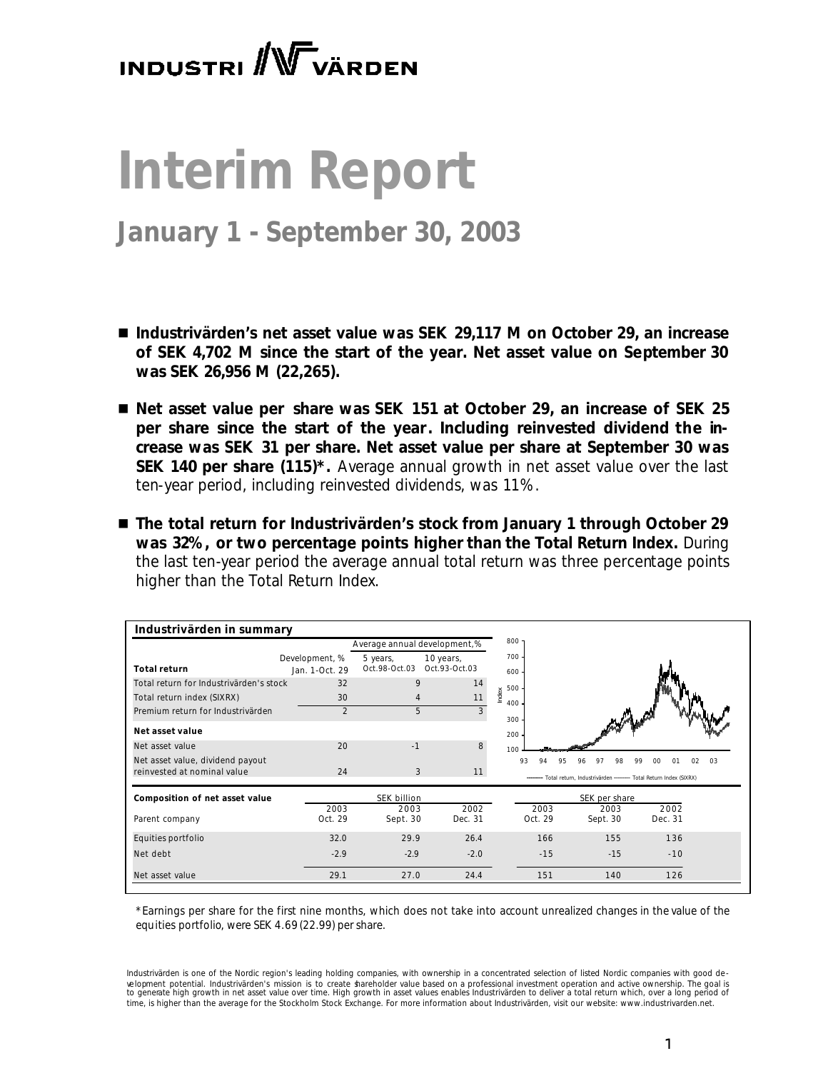# Interim Report

## January 1 - September 30, 2003

- **Industrivärden's net asset value was SEK 29,117 M on October 29, an increase of SEK 4,702 M since the start of the year. Net asset value on September 30 was SEK 26,956 M (22,265).**

- **Net asset value per share was SEK 151 at October 29, an increase of SEK 25 per share since the start of the year. Including reinvested dividend the increase was SEK 31 per share. Net asset value per share at September 30 was SEK 140 per share (115)*.** Average annual growth in net asset value over the last ten-year period, including reinvested dividends, was 11%.

- **The total return for Industrivärden's stock from January 1 through October 29 was 32%, or two percentage points higher than the Total Return Index.** During the last ten-year period the average annual total return was three percentage points higher than the Total Return Index.

**Industrivärden in summary**

| | Development, % | Average annual development, % | |
|---|---|---|---|
| **Total return** | Jan. 1-Oct. 29 | 5 years, Oct.98-Oct.03 | 10 years, Oct.93-Oct.03 |
| Total return for Industrivärden's stock | 32 | 9 | 14 |
| Total return index (SIXRX) | 30 | 4 | 11 |
| Premium return for Industrivärden | 2 | 5 | 3 |
| **Net asset value** | | | |
| Net asset value | 20 | -1 | 8 |
| Net asset value, dividend payout reinvested at nominal value | 24 | 3 | 11 |

Index: Total return, Industrivärden — Total Return Index (SIXRX), 93–03

| **Composition of net asset value** | SEK billion | | | SEK per share | | |
|---|---|---|---|---|---|---|
| Parent company | 2003 Oct. 29 | 2003 Sept. 30 | 2002 Dec. 31 | 2003 Oct. 29 | 2003 Sept. 30 | 2002 Dec. 31 |
| Equities portfolio | 32.0 | 29.9 | 26.4 | 166 | 155 | 136 |
| Net debt | -2.9 | -2.9 | -2.0 | -15 | -15 | -10 |
| Net asset value | 29.1 | 27.0 | 24.4 | 151 | 140 | 126 |

*Earnings per share for the first nine months, which does not take into account unrealized changes in the value of the equities portfolio, were SEK 4.69 (22.99) per share.

Industrivärden is one of the Nordic region's leading holding companies, with ownership in a concentrated selection of listed Nordic companies with good development potential. Industrivärden's mission is to create shareholder value based on a professional investment operation and active ownership. The goal is to generate high growth in net asset value over time. High growth in asset values enables Industrivärden to deliver a total return which, over a long period of time, is higher than the average for the Stockholm Stock Exchange. For more information about Industrivärden, visit our website: www.industrivarden.net.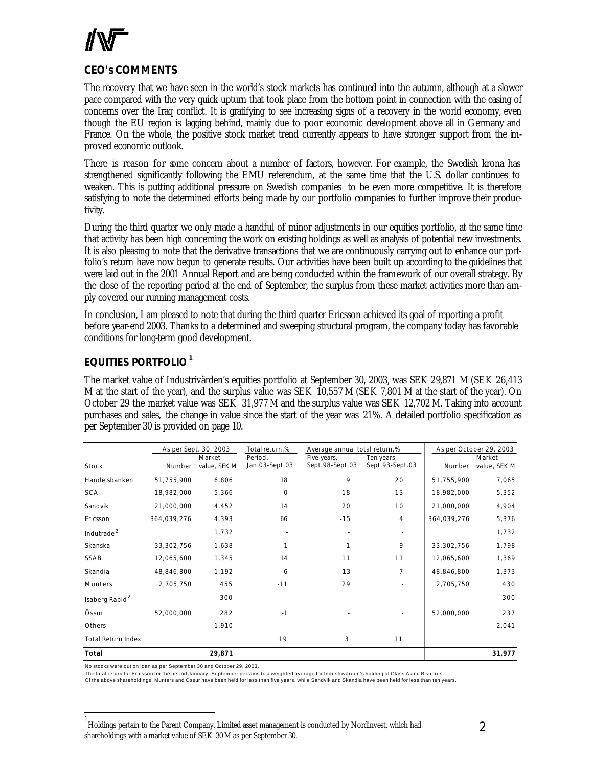## CEO's COMMENTS

The recovery that we have seen in the world's stock markets has continued into the autumn, although at a slower pace compared with the very quick upturn that took place from the bottom point in connection with the easing of concerns over the Iraq conflict. It is gratifying to see increasing signs of a recovery in the world economy, even though the EU region is lagging behind, mainly due to poor economic development above all in Germany and France. On the whole, the positive stock market trend currently appears to have stronger support from the improved economic outlook.

There is reason for some concern about a number of factors, however. For example, the Swedish krona has strengthened significantly following the EMU referendum, at the same time that the U.S. dollar continues to weaken. This is putting additional pressure on Swedish companies to be even more competitive. It is therefore satisfying to note the determined efforts being made by our portfolio companies to further improve their productivity.

During the third quarter we only made a handful of minor adjustments in our equities portfolio, at the same time that activity has been high concerning the work on existing holdings as well as analysis of potential new investments. It is also pleasing to note that the derivative transactions that we are continuously carrying out to enhance our portfolio's return have now begun to generate results. Our activities have been built up according to the guidelines that were laid out in the 2001 Annual Report and are being conducted within the framework of our overall strategy. By the close of the reporting period at the end of September, the surplus from these market activities more than amply covered our running management costs.

In conclusion, I am pleased to note that during the third quarter Ericsson achieved its goal of reporting a profit before year-end 2003. Thanks to a determined and sweeping structural program, the company today has favorable conditions for long-term good development.

## EQUITIES PORTFOLIO [1]

The market value of Industrivärden's equities portfolio at September 30, 2003, was SEK 29,871 M (SEK 26,413 M at the start of the year), and the surplus value was SEK 10,557 M (SEK 7,801 M at the start of the year). On October 29 the market value was SEK 31,977 M and the surplus value was SEK 12,702 M. Taking into account purchases and sales, the change in value since the start of the year was 21%. A detailed portfolio specification as per September 30 is provided on page 10.

| | As per Sept. 30, 2003 | | Total return,% | Average annual total return,% | | As per October 29, 2003 | |
|---|---|---|---|---|---|---|---|
| Stock | Number | Market value, SEK M | Period, Jan.03-Sept.03 | Five years, Sept.98-Sept.03 | Ten years, Sept.93-Sept.03 | Number | Market value, SEK M |
| Handelsbanken | 51,755,900 | 6,806 | 18 | 9 | 20 | 51,755,900 | 7,065 |
| SCA | 18,982,000 | 5,366 | 0 | 18 | 13 | 18,982,000 | 5,352 |
| Sandvik | 21,000,000 | 4,452 | 14 | 20 | 10 | 21,000,000 | 4,904 |
| Ericsson | 364,039,276 | 4,393 | 66 | -15 | 4 | 364,039,276 | 5,376 |
| Indutrade [2] | | 1,732 | - | - | - | | 1,732 |
| Skanska | 33,302,756 | 1,638 | 1 | -1 | 9 | 33,302,756 | 1,798 |
| SSAB | 12,065,600 | 1,345 | 14 | 11 | 11 | 12,065,600 | 1,369 |
| Skandia | 48,846,800 | 1,192 | 6 | -13 | 7 | 48,846,800 | 1,373 |
| Munters | 2,705,750 | 455 | -11 | 29 | - | 2,705,750 | 430 |
| Isaberg Rapid [2] | | 300 | - | - | - | | 300 |
| Össur | 52,000,000 | 282 | -1 | - | - | 52,000,000 | 237 |
| Others | | 1,910 | | | | | 2,041 |
| Total Return Index | | | 19 | 3 | 11 | | |
| **Total** | | **29,871** | | | | | **31,977** |

No stocks were out on loan as per September 30 and October 29, 2003.

The total return for Ericsson for the period January–September pertains to a weighted average for Industrivärden's holding of Class A and B shares.
Of the above shareholdings, Munters and Össur have been held for less than five years, while Sandvik and Skandia have been held for less than ten years.

[1] Holdings pertain to the Parent Company. Limited asset management is conducted by Nordinvest, which had shareholdings with a market value of SEK 30 M as per September 30.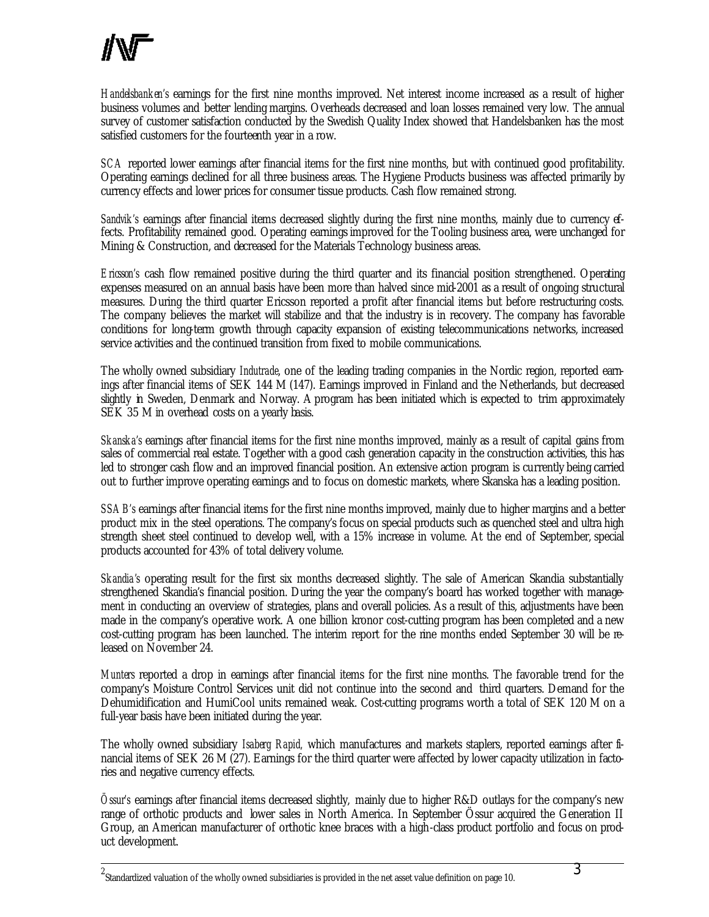*Handelsbanken's* earnings for the first nine months improved. Net interest income increased as a result of higher business volumes and better lending margins. Overheads decreased and loan losses remained very low. The annual survey of customer satisfaction conducted by the Swedish Quality Index showed that Handelsbanken has the most satisfied customers for the fourteenth year in a row.

*SCA* reported lower earnings after financial items for the first nine months, but with continued good profitability. Operating earnings declined for all three business areas. The Hygiene Products business was affected primarily by currency effects and lower prices for consumer tissue products. Cash flow remained strong.

*Sandvik's* earnings after financial items decreased slightly during the first nine months, mainly due to currency effects. Profitability remained good. Operating earnings improved for the Tooling business area, were unchanged for Mining & Construction, and decreased for the Materials Technology business areas.

*Ericsson's* cash flow remained positive during the third quarter and its financial position strengthened. Operating expenses measured on an annual basis have been more than halved since mid-2001 as a result of ongoing structural measures. During the third quarter Ericsson reported a profit after financial items but before restructuring costs. The company believes the market will stabilize and that the industry is in recovery. The company has favorable conditions for long-term growth through capacity expansion of existing telecommunications networks, increased service activities and the continued transition from fixed to mobile communications.

The wholly owned subsidiary *Indutrade*, one of the leading trading companies in the Nordic region, reported earnings after financial items of SEK 144 M (147). Earnings improved in Finland and the Netherlands, but decreased slightly in Sweden, Denmark and Norway. A program has been initiated which is expected to trim approximately SEK 35 M in overhead costs on a yearly basis.

*Skanska's* earnings after financial items for the first nine months improved, mainly as a result of capital gains from sales of commercial real estate. Together with a good cash generation capacity in the construction activities, this has led to stronger cash flow and an improved financial position. An extensive action program is currently being carried out to further improve operating earnings and to focus on domestic markets, where Skanska has a leading position.

*SSAB's* earnings after financial items for the first nine months improved, mainly due to higher margins and a better product mix in the steel operations. The company's focus on special products such as quenched steel and ultra high strength sheet steel continued to develop well, with a 15% increase in volume. At the end of September, special products accounted for 43% of total delivery volume.

*Skandia's* operating result for the first six months decreased slightly. The sale of American Skandia substantially strengthened Skandia's financial position. During the year the company's board has worked together with management in conducting an overview of strategies, plans and overall policies. As a result of this, adjustments have been made in the company's operative work. A one billion kronor cost-cutting program has been completed and a new cost-cutting program has been launched. The interim report for the nine months ended September 30 will be released on November 24.

*Munters* reported a drop in earnings after financial items for the first nine months. The favorable trend for the company's Moisture Control Services unit did not continue into the second and third quarters. Demand for the Dehumidification and HumiCool units remained weak. Cost-cutting programs worth a total of SEK 120 M on a full-year basis have been initiated during the year.

The wholly owned subsidiary *Isaberg Rapid*, which manufactures and markets staplers, reported earnings after financial items of SEK 26 M (27). Earnings for the third quarter were affected by lower capacity utilization in factories and negative currency effects.

*Össur's* earnings after financial items decreased slightly, mainly due to higher R&D outlays for the company's new range of orthotic products and lower sales in North America. In September Össur acquired the Generation II Group, an American manufacturer of orthotic knee braces with a high-class product portfolio and focus on product development.

---

[2] Standardized valuation of the wholly owned subsidiaries is provided in the net asset value definition on page 10.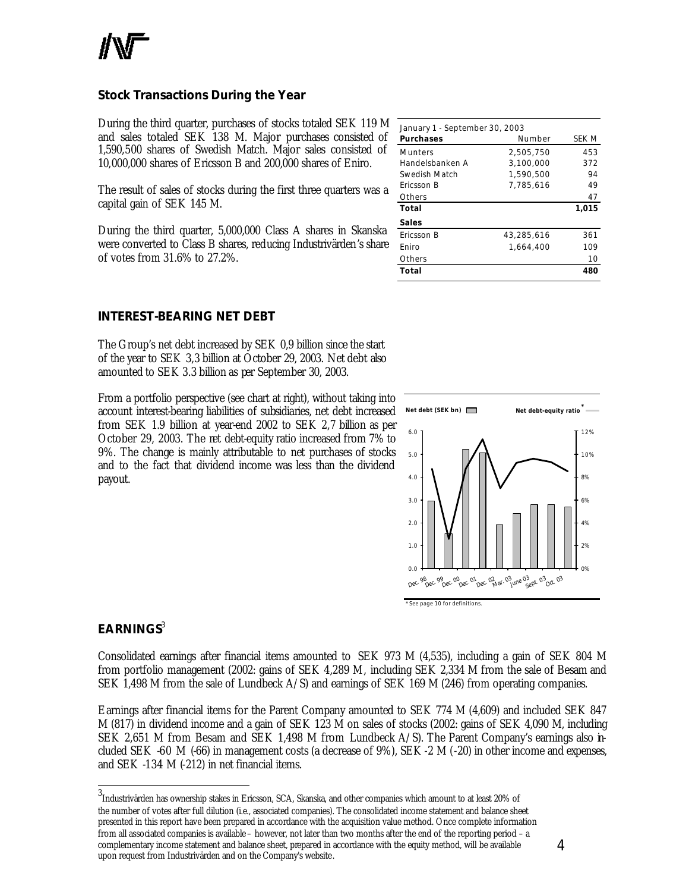## Stock Transactions During the Year

During the third quarter, purchases of stocks totaled SEK 119 M and sales totaled SEK 138 M. Major purchases consisted of 1,590,500 shares of Swedish Match. Major sales consisted of 10,000,000 shares of Ericsson B and 200,000 shares of Eniro.

The result of sales of stocks during the first three quarters was a capital gain of SEK 145 M.

During the third quarter, 5,000,000 Class A shares in Skanska were converted to Class B shares, reducing Industrivärden's share of votes from 31.6% to 27.2%.

| January 1 - September 30, 2003 | | |
|---|---|---|
| **Purchases** | Number | SEK M |
| Munters | 2,505,750 | 453 |
| Handelsbanken A | 3,100,000 | 372 |
| Swedish Match | 1,590,500 | 94 |
| Ericsson B | 7,785,616 | 49 |
| Others | | 47 |
| **Total** | | **1,015** |
| **Sales** | | |
| Ericsson B | 43,285,616 | 361 |
| Eniro | 1,664,400 | 109 |
| Others | | 10 |
| **Total** | | **480** |

## INTEREST-BEARING NET DEBT

The Group's net debt increased by SEK 0,9 billion since the start of the year to SEK 3,3 billion at October 29, 2003. Net debt also amounted to SEK 3.3 billion as per September 30, 2003.

From a portfolio perspective (see chart at right), without taking into account interest-bearing liabilities of subsidiaries, net debt increased from SEK 1.9 billion at year-end 2002 to SEK 2,7 billion as per October 29, 2003. The net debt-equity ratio increased from 7% to 9%. The change is mainly attributable to net purchases of stocks and to the fact that dividend income was less than the dividend payout.

Net debt (SEK bn) — Net debt-equity ratio*

*See page 10 for definitions.

## EARNINGS[3]

Consolidated earnings after financial items amounted to SEK 973 M (4,535), including a gain of SEK 804 M from portfolio management (2002: gains of SEK 4,289 M, including SEK 2,334 M from the sale of Besam and SEK 1,498 M from the sale of Lundbeck A/S) and earnings of SEK 169 M (246) from operating companies.

Earnings after financial items for the Parent Company amounted to SEK 774 M (4,609) and included SEK 847 M (817) in dividend income and a gain of SEK 123 M on sales of stocks (2002: gains of SEK 4,090 M, including SEK 2,651 M from Besam and SEK 1,498 M from Lundbeck A/S). The Parent Company's earnings also included SEK -60 M (-66) in management costs (a decrease of 9%), SEK -2 M (-20) in other income and expenses, and SEK -134 M (-212) in net financial items.

[3] Industrivärden has ownership stakes in Ericsson, SCA, Skanska, and other companies which amount to at least 20% of the number of votes after full dilution (i.e., associated companies). The consolidated income statement and balance sheet presented in this report have been prepared in accordance with the acquisition value method. Once complete information from all associated companies is available – however, not later than two months after the end of the reporting period – a complementary income statement and balance sheet, prepared in accordance with the equity method, will be available upon request from Industrivärden and on the Company's website.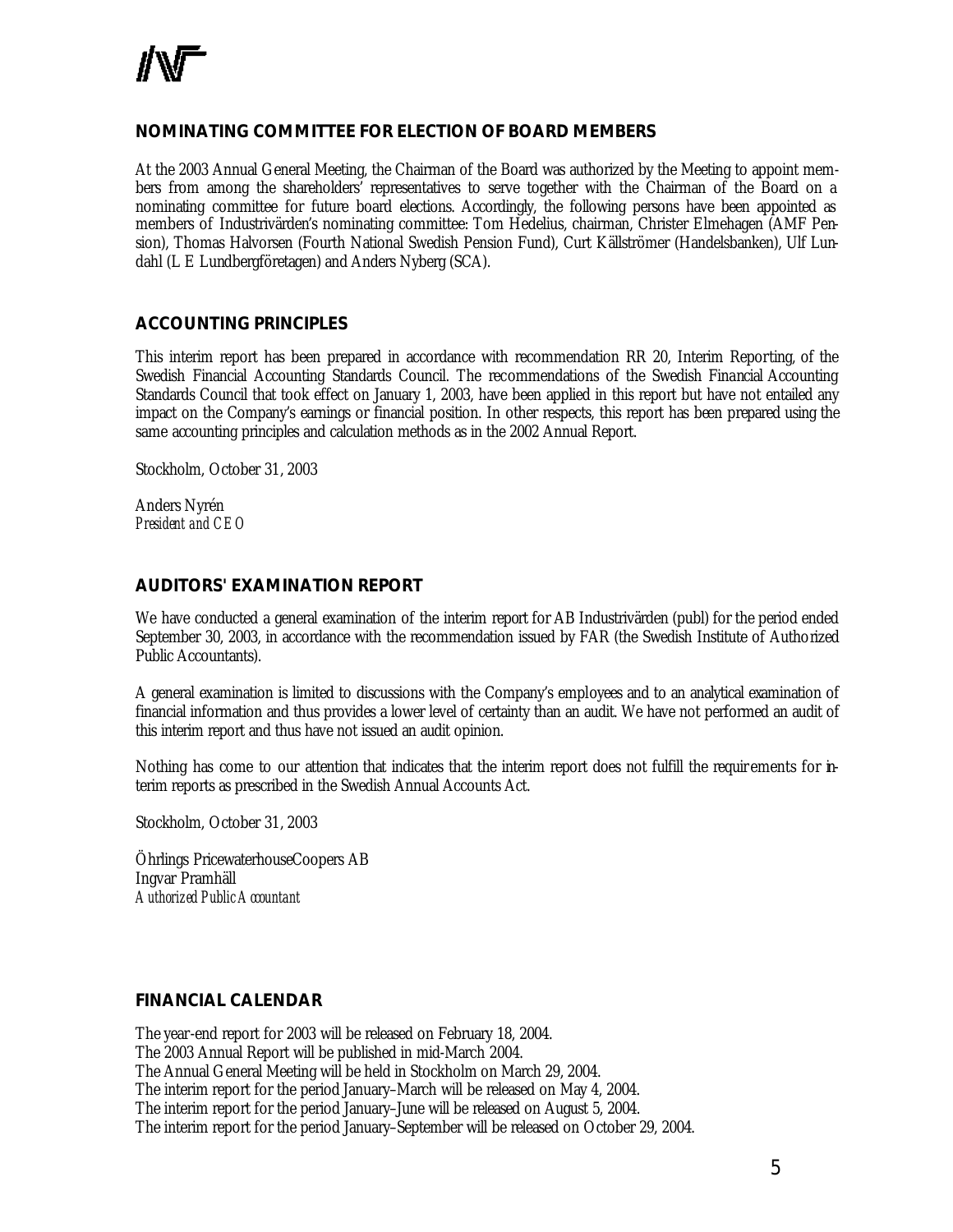## NOMINATING COMMITTEE FOR ELECTION OF BOARD MEMBERS

At the 2003 Annual General Meeting, the Chairman of the Board was authorized by the Meeting to appoint members from among the shareholders' representatives to serve together with the Chairman of the Board on a nominating committee for future board elections. Accordingly, the following persons have been appointed as members of Industrivärden's nominating committee: Tom Hedelius, chairman, Christer Elmehagen (AMF Pension), Thomas Halvorsen (Fourth National Swedish Pension Fund), Curt Källströmer (Handelsbanken), Ulf Lundahl (L E Lundbergföretagen) and Anders Nyberg (SCA).

## ACCOUNTING PRINCIPLES

This interim report has been prepared in accordance with recommendation RR 20, Interim Reporting, of the Swedish Financial Accounting Standards Council. The recommendations of the Swedish Financial Accounting Standards Council that took effect on January 1, 2003, have been applied in this report but have not entailed any impact on the Company's earnings or financial position. In other respects, this report has been prepared using the same accounting principles and calculation methods as in the 2002 Annual Report.

Stockholm, October 31, 2003

Anders Nyrén
*President and CEO*

## AUDITORS' EXAMINATION REPORT

We have conducted a general examination of the interim report for AB Industrivärden (publ) for the period ended September 30, 2003, in accordance with the recommendation issued by FAR (the Swedish Institute of Authorized Public Accountants).

A general examination is limited to discussions with the Company's employees and to an analytical examination of financial information and thus provides a lower level of certainty than an audit. We have not performed an audit of this interim report and thus have not issued an audit opinion.

Nothing has come to our attention that indicates that the interim report does not fulfill the requirements for interim reports as prescribed in the Swedish Annual Accounts Act.

Stockholm, October 31, 2003

Öhrlings PricewaterhouseCoopers AB
Ingvar Pramhäll
*Authorized Public Accountant*

## FINANCIAL CALENDAR

The year-end report for 2003 will be released on February 18, 2004.
The 2003 Annual Report will be published in mid-March 2004.
The Annual General Meeting will be held in Stockholm on March 29, 2004.
The interim report for the period January–March will be released on May 4, 2004.
The interim report for the period January–June will be released on August 5, 2004.
The interim report for the period January–September will be released on October 29, 2004.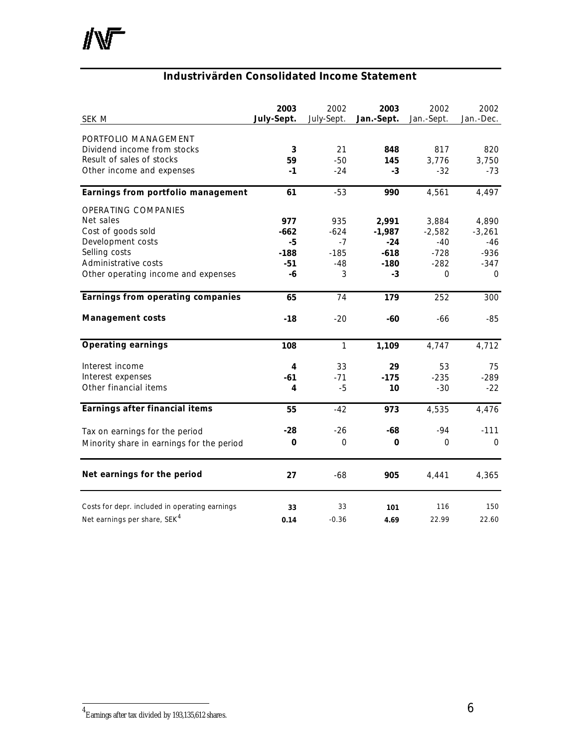## Industrivärden Consolidated Income Statement

| SEK M | 2003 July-Sept. | 2002 July-Sept. | 2003 Jan.-Sept. | 2002 Jan.-Sept. | 2002 Jan.-Dec. |
|---|---|---|---|---|---|
| PORTFOLIO MANAGEMENT | | | | | |
| Dividend income from stocks | **3** | 21 | **848** | 817 | 820 |
| Result of sales of stocks | **59** | -50 | **145** | 3,776 | 3,750 |
| Other income and expenses | **-1** | -24 | **-3** | -32 | -73 |
| **Earnings from portfolio management** | **61** | -53 | **990** | 4,561 | 4,497 |
| OPERATING COMPANIES | | | | | |
| Net sales | **977** | 935 | **2,991** | 3,884 | 4,890 |
| Cost of goods sold | **-662** | -624 | **-1,987** | -2,582 | -3,261 |
| Development costs | **-5** | -7 | **-24** | -40 | -46 |
| Selling costs | **-188** | -185 | **-618** | -728 | -936 |
| Administrative costs | **-51** | -48 | **-180** | -282 | -347 |
| Other operating income and expenses | **-6** | 3 | **-3** | 0 | 0 |
| **Earnings from operating companies** | **65** | 74 | **179** | 252 | 300 |
| **Management costs** | **-18** | -20 | **-60** | -66 | -85 |
| **Operating earnings** | **108** | 1 | **1,109** | 4,747 | 4,712 |
| Interest income | **4** | 33 | **29** | 53 | 75 |
| Interest expenses | **-61** | -71 | **-175** | -235 | -289 |
| Other financial items | **4** | -5 | **10** | -30 | -22 |
| **Earnings after financial items** | **55** | -42 | **973** | 4,535 | 4,476 |
| Tax on earnings for the period | **-28** | -26 | **-68** | -94 | -111 |
| Minority share in earnings for the period | **0** | 0 | **0** | 0 | 0 |
| **Net earnings for the period** | **27** | -68 | **905** | 4,441 | 4,365 |
| Costs for depr. included in operating earnings | **33** | 33 | **101** | 116 | 150 |
| Net earnings per share, SEK[4] | **0.14** | -0.36 | **4.69** | 22.99 | 22.60 |

[4] Earnings after tax divided by 193,135,612 shares.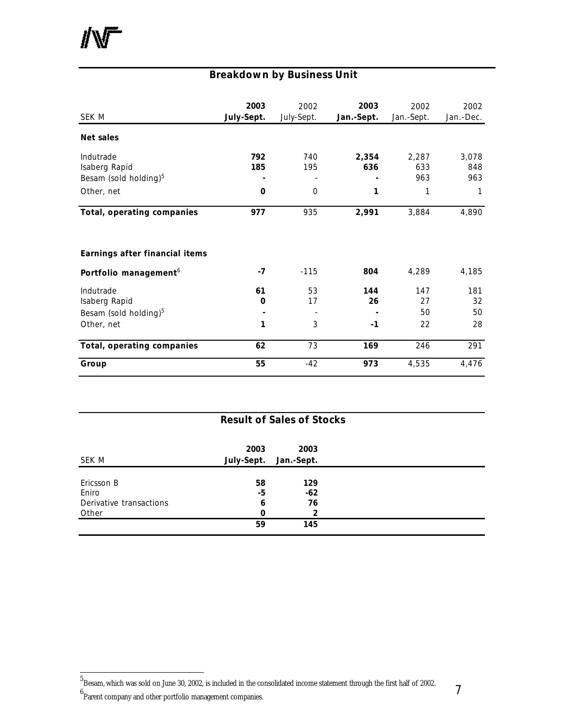## Breakdown by Business Unit

| SEK M | 2003 July-Sept. | 2002 July-Sept. | 2003 Jan.-Sept. | 2002 Jan.-Sept. | 2002 Jan.-Dec. |
|---|---|---|---|---|---|
| **Net sales** | | | | | |
| Indutrade | **792** | 740 | **2,354** | 2,287 | 3,078 |
| Isaberg Rapid | **185** | 195 | **636** | 633 | 848 |
| Besam (sold holding)[5] | **-** | - | **-** | 963 | 963 |
| Other, net | **0** | 0 | **1** | 1 | 1 |
| **Total, operating companies** | **977** | 935 | **2,991** | 3,884 | 4,890 |
| | | | | | |
| **Earnings after financial items** | | | | | |
| **Portfolio management**[6] | **-7** | -115 | **804** | 4,289 | 4,185 |
| Indutrade | **61** | 53 | **144** | 147 | 181 |
| Isaberg Rapid | **0** | 17 | **26** | 27 | 32 |
| Besam (sold holding)[5] | **-** | - | **-** | 50 | 50 |
| Other, net | **1** | 3 | **-1** | 22 | 28 |
| **Total, operating companies** | **62** | 73 | **169** | 246 | 291 |
| **Group** | **55** | -42 | **973** | 4,535 | 4,476 |

## Result of Sales of Stocks

| SEK M | 2003 July-Sept. | 2003 Jan.-Sept. |
|---|---|---|
| Ericsson B | **58** | **129** |
| Eniro | **-5** | **-62** |
| Derivative transactions | **6** | **76** |
| Other | **0** | **2** |
| | **59** | **145** |

[5] Besam, which was sold on June 30, 2002, is included in the consolidated income statement through the first half of 2002.

[6] Parent company and other portfolio management companies.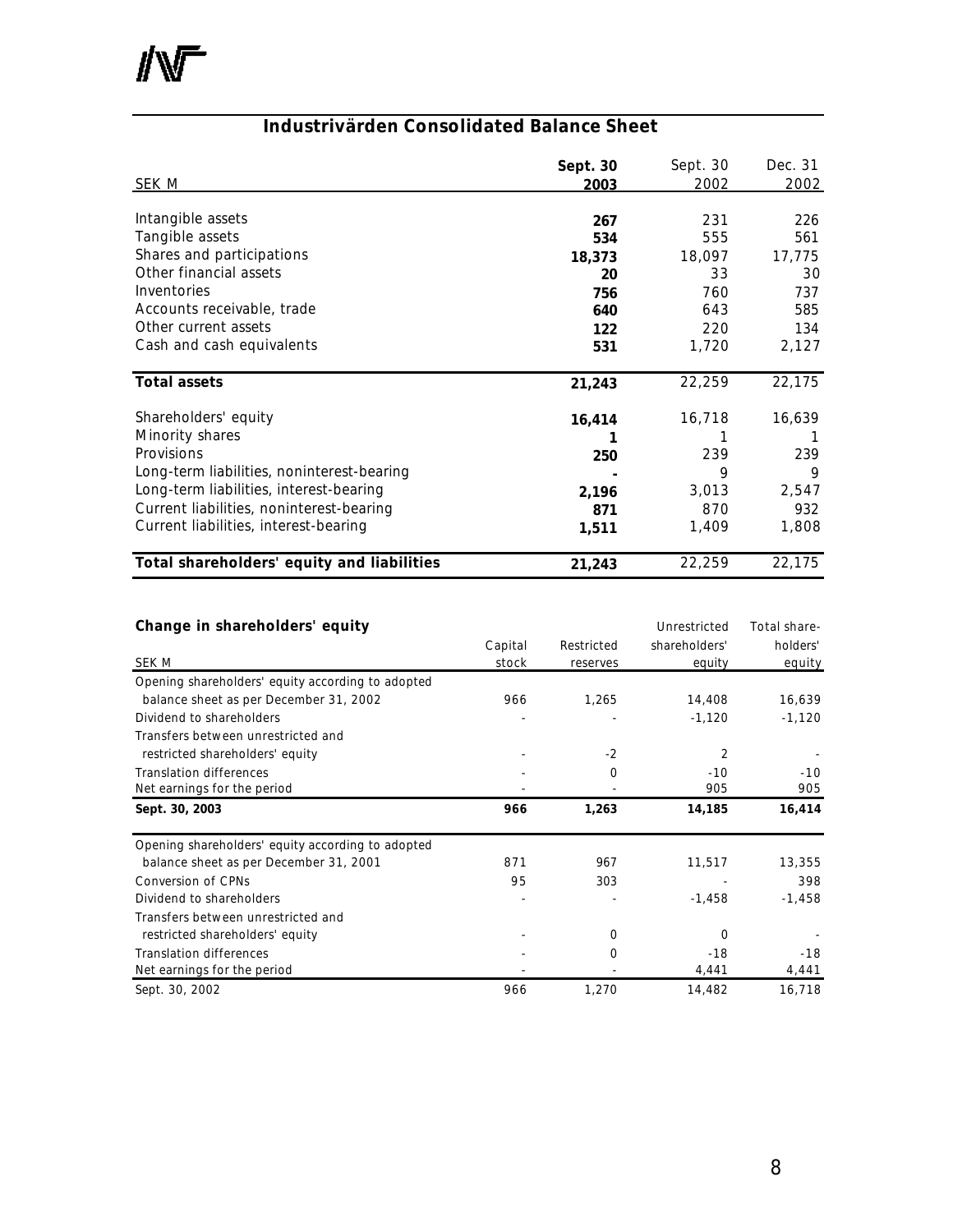## Industrivärden Consolidated Balance Sheet

| SEK M | **Sept. 30 2003** | Sept. 30 2002 | Dec. 31 2002 |
|---|---|---|---|
| Intangible assets | **267** | 231 | 226 |
| Tangible assets | **534** | 555 | 561 |
| Shares and participations | **18,373** | 18,097 | 17,775 |
| Other financial assets | **20** | 33 | 30 |
| Inventories | **756** | 760 | 737 |
| Accounts receivable, trade | **640** | 643 | 585 |
| Other current assets | **122** | 220 | 134 |
| Cash and cash equivalents | **531** | 1,720 | 2,127 |
| **Total assets** | **21,243** | 22,259 | 22,175 |
| Shareholders' equity | **16,414** | 16,718 | 16,639 |
| Minority shares | **1** | 1 | 1 |
| Provisions | **250** | 239 | 239 |
| Long-term liabilities, noninterest-bearing | **-** | 9 | 9 |
| Long-term liabilities, interest-bearing | **2,196** | 3,013 | 2,547 |
| Current liabilities, noninterest-bearing | **871** | 870 | 932 |
| Current liabilities, interest-bearing | **1,511** | 1,409 | 1,808 |
| **Total shareholders' equity and liabilities** | **21,243** | 22,259 | 22,175 |

### Change in shareholders' equity

| SEK M | Capital stock | Restricted reserves | Unrestricted shareholders' equity | Total shareholders' equity |
|---|---|---|---|---|
| Opening shareholders' equity according to adopted balance sheet as per December 31, 2002 | 966 | 1,265 | 14,408 | 16,639 |
| Dividend to shareholders | - | - | -1,120 | -1,120 |
| Transfers between unrestricted and restricted shareholders' equity | - | -2 | 2 | - |
| Translation differences | - | 0 | -10 | -10 |
| Net earnings for the period | - | - | 905 | 905 |
| **Sept. 30, 2003** | **966** | **1,263** | **14,185** | **16,414** |
| Opening shareholders' equity according to adopted balance sheet as per December 31, 2001 | 871 | 967 | 11,517 | 13,355 |
| Conversion of CPNs | 95 | 303 | - | 398 |
| Dividend to shareholders | - | - | -1,458 | -1,458 |
| Transfers between unrestricted and restricted shareholders' equity | - | 0 | 0 | - |
| Translation differences | - | 0 | -18 | -18 |
| Net earnings for the period | - | - | 4,441 | 4,441 |
| Sept. 30, 2002 | 966 | 1,270 | 14,482 | 16,718 |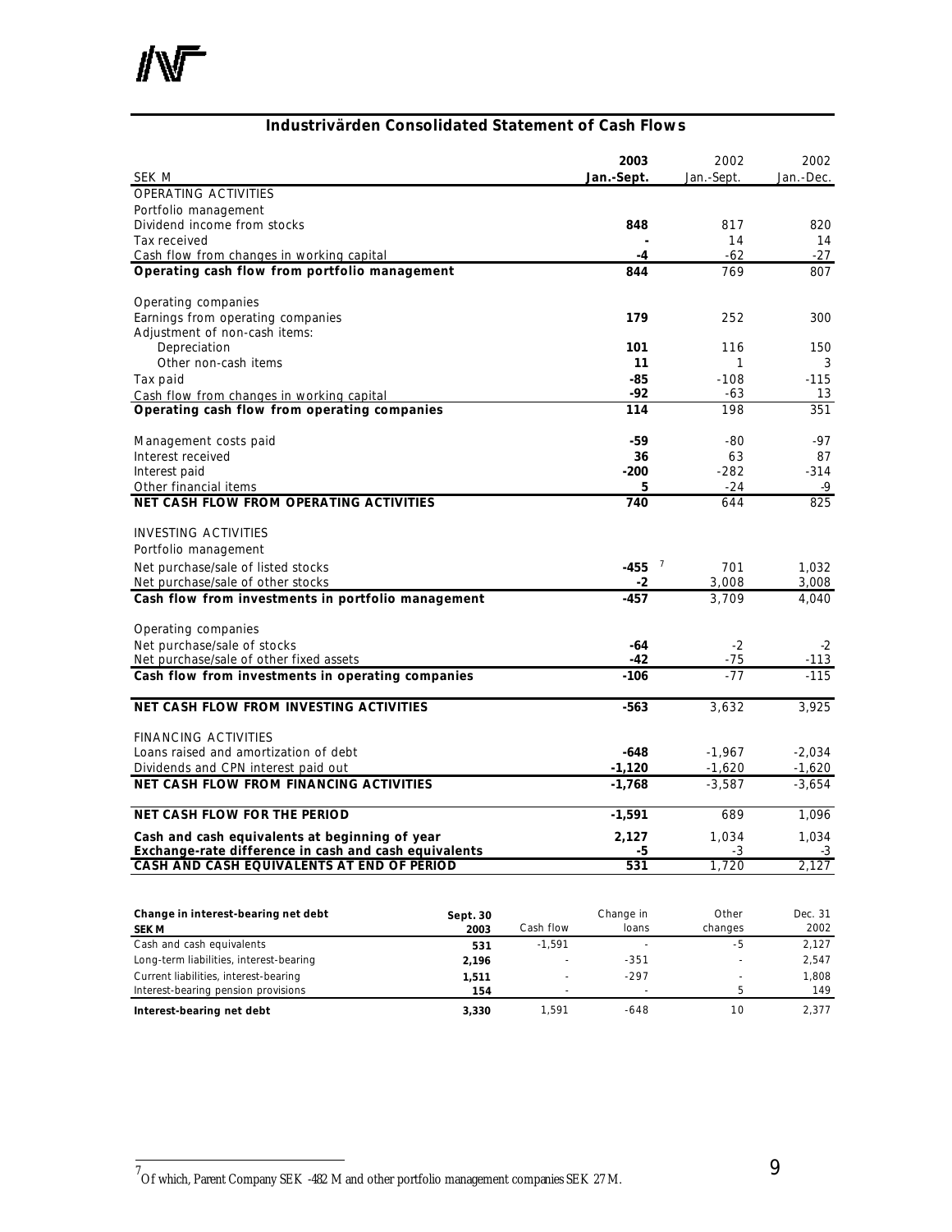## Industrivärden Consolidated Statement of Cash Flows

| SEK M | 2003 Jan.-Sept. | 2002 Jan.-Sept. | 2002 Jan.-Dec. |
|---|---|---|---|
| OPERATING ACTIVITIES | | | |
| Portfolio management | | | |
| Dividend income from stocks | **848** | 817 | 820 |
| Tax received | **-** | 14 | 14 |
| Cash flow from changes in working capital | **-4** | -62 | -27 |
| **Operating cash flow from portfolio management** | **844** | 769 | 807 |
| Operating companies | | | |
| Earnings from operating companies | **179** | 252 | 300 |
| Adjustment of non-cash items: | | | |
| Depreciation | **101** | 116 | 150 |
| Other non-cash items | **11** | 1 | 3 |
| Tax paid | **-85** | -108 | -115 |
| Cash flow from changes in working capital | **-92** | -63 | 13 |
| **Operating cash flow from operating companies** | **114** | 198 | 351 |
| Management costs paid | **-59** | -80 | -97 |
| Interest received | **36** | 63 | 87 |
| Interest paid | **-200** | -282 | -314 |
| Other financial items | **5** | -24 | -9 |
| **NET CASH FLOW FROM OPERATING ACTIVITIES** | **740** | 644 | 825 |
| INVESTING ACTIVITIES | | | |
| Portfolio management | | | |
| Net purchase/sale of listed stocks | **-455** [7] | 701 | 1,032 |
| Net purchase/sale of other stocks | **-2** | 3,008 | 3,008 |
| **Cash flow from investments in portfolio management** | **-457** | 3,709 | 4,040 |
| Operating companies | | | |
| Net purchase/sale of stocks | **-64** | -2 | -2 |
| Net purchase/sale of other fixed assets | **-42** | -75 | -113 |
| **Cash flow from investments in operating companies** | **-106** | -77 | -115 |
| **NET CASH FLOW FROM INVESTING ACTIVITIES** | **-563** | 3,632 | 3,925 |
| FINANCING ACTIVITIES | | | |
| Loans raised and amortization of debt | **-648** | -1,967 | -2,034 |
| Dividends and CPN interest paid out | **-1,120** | -1,620 | -1,620 |
| **NET CASH FLOW FROM FINANCING ACTIVITIES** | **-1,768** | -3,587 | -3,654 |
| **NET CASH FLOW FOR THE PERIOD** | **-1,591** | 689 | 1,096 |
| **Cash and cash equivalents at beginning of year** | **2,127** | 1,034 | 1,034 |
| **Exchange-rate difference in cash and cash equivalents** | **-5** | -3 | -3 |
| **CASH AND CASH EQUIVALENTS AT END OF PERIOD** | **531** | 1,720 | 2,127 |

| Change in interest-bearing net debt SEK M | Sept. 30 2003 | Cash flow | Change in loans | Other changes | Dec. 31 2002 |
|---|---|---|---|---|---|
| Cash and cash equivalents | **531** | -1,591 | - | -5 | 2,127 |
| Long-term liabilities, interest-bearing | **2,196** | - | -351 | - | 2,547 |
| Current liabilities, interest-bearing | **1,511** | - | -297 | - | 1,808 |
| Interest-bearing pension provisions | **154** | - | - | 5 | 149 |
| **Interest-bearing net debt** | **3,330** | 1,591 | -648 | 10 | 2,377 |

[7] Of which, Parent Company SEK -482 M and other portfolio management companies SEK 27 M.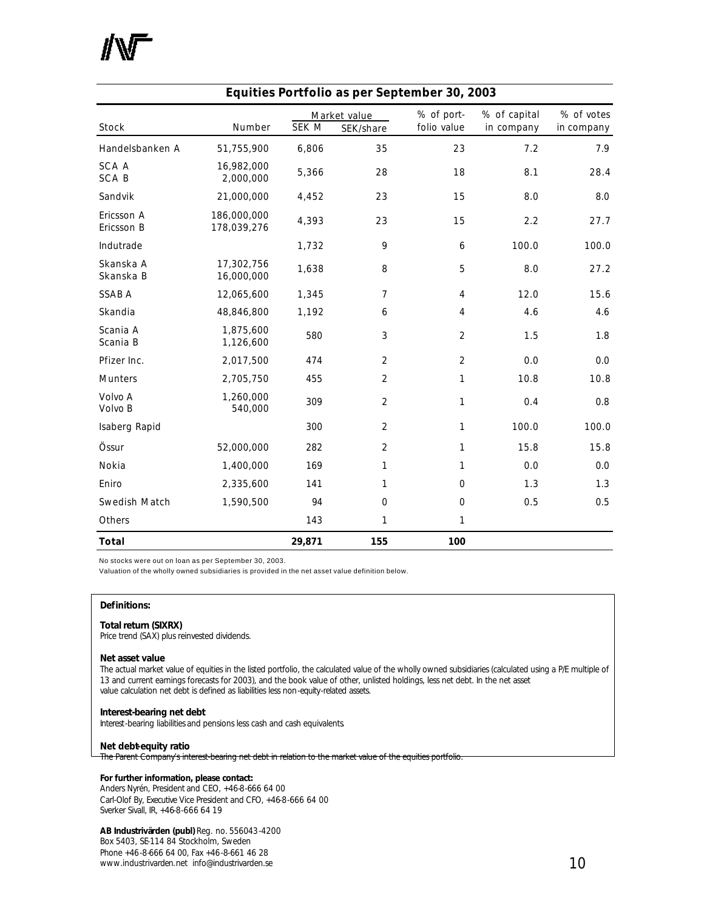## Equities Portfolio as per September 30, 2003

| Stock | Number | Market value | | % of port-folio value | % of capital in company | % of votes in company |
|---|---|---|---|---|---|---|
| | | SEK M | SEK/share | | | |
| Handelsbanken A | 51,755,900 | 6,806 | 35 | 23 | 7.2 | 7.9 |
| SCA A<br>SCA B | 16,982,000<br>2,000,000 | 5,366 | 28 | 18 | 8.1 | 28.4 |
| Sandvik | 21,000,000 | 4,452 | 23 | 15 | 8.0 | 8.0 |
| Ericsson A<br>Ericsson B | 186,000,000<br>178,039,276 | 4,393 | 23 | 15 | 2.2 | 27.7 |
| Indutrade | | 1,732 | 9 | 6 | 100.0 | 100.0 |
| Skanska A<br>Skanska B | 17,302,756<br>16,000,000 | 1,638 | 8 | 5 | 8.0 | 27.2 |
| SSAB A | 12,065,600 | 1,345 | 7 | 4 | 12.0 | 15.6 |
| Skandia | 48,846,800 | 1,192 | 6 | 4 | 4.6 | 4.6 |
| Scania A<br>Scania B | 1,875,600<br>1,126,600 | 580 | 3 | 2 | 1.5 | 1.8 |
| Pfizer Inc. | 2,017,500 | 474 | 2 | 2 | 0.0 | 0.0 |
| Munters | 2,705,750 | 455 | 2 | 1 | 10.8 | 10.8 |
| Volvo A<br>Volvo B | 1,260,000<br>540,000 | 309 | 2 | 1 | 0.4 | 0.8 |
| Isaberg Rapid | | 300 | 2 | 1 | 100.0 | 100.0 |
| Össur | 52,000,000 | 282 | 2 | 1 | 15.8 | 15.8 |
| Nokia | 1,400,000 | 169 | 1 | 1 | 0.0 | 0.0 |
| Eniro | 2,335,600 | 141 | 1 | 0 | 1.3 | 1.3 |
| Swedish Match | 1,590,500 | 94 | 0 | 0 | 0.5 | 0.5 |
| Others | | 143 | 1 | 1 | | |
| **Total** | | **29,871** | **155** | **100** | | |

No stocks were out on loan as per September 30, 2003.

Valuation of the wholly owned subsidiaries is provided in the net asset value definition below.

**Definitions:**

**Total return (SIXRX)**
Price trend (SAX) plus reinvested dividends.

**Net asset value**
The actual market value of equities in the listed portfolio, the calculated value of the wholly owned subsidiaries (calculated using a P/E multiple of 13 and current earnings forecasts for 2003), and the book value of other, unlisted holdings, less net debt. In the net asset value calculation net debt is defined as liabilities less non-equity-related assets.

**Interest-bearing net debt**
Interest-bearing liabilities and pensions less cash and cash equivalents.

**Net debt-equity ratio**
The Parent Company's interest-bearing net debt in relation to the market value of the equities portfolio.

**For further information, please contact:**
Anders Nyrén, President and CEO, +46-8-666 64 00
Carl-Olof By, Executive Vice President and CFO, +46-8-666 64 00
Sverker Sivall, IR, +46-8-666 64 19

**AB Industrivärden (publ)** Reg. no. 556043-4200
Box 5403, SE-114 84 Stockholm, Sweden
Phone +46-8-666 64 00, Fax +46-8-661 46 28
www.industrivarden.net info@industrivarden.se